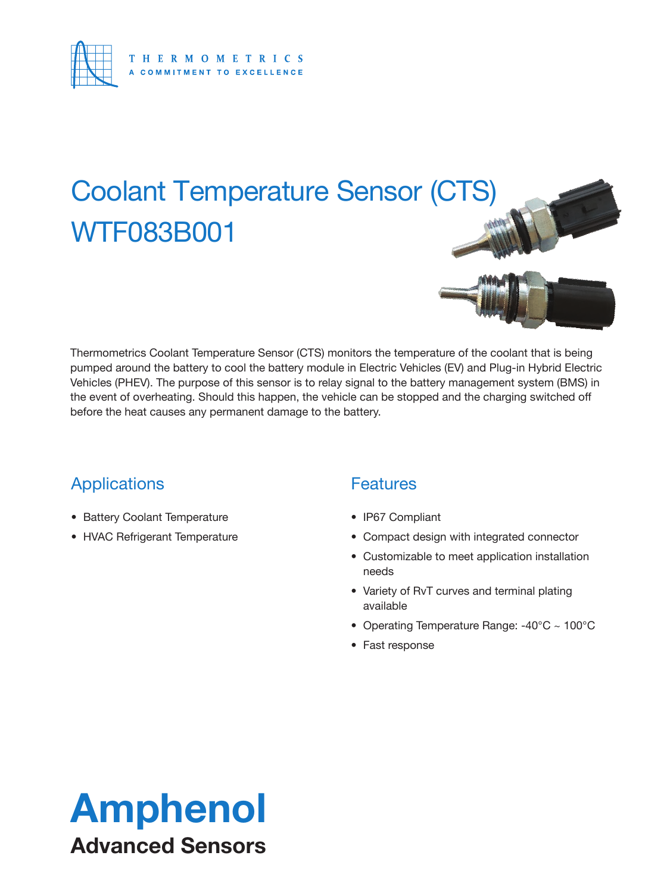THERMOMETRICS

A COMMITMENT TO EXCELLENCE

# Coolant Temperature Sensor (CTS) WTF083B001

Thermometrics Coolant Temperature Sensor (CTS) monitors the temperature of the coolant that is being pumped around the battery to cool the battery module in Electric Vehicles (EV) and Plug-in Hybrid Electric Vehicles (PHEV). The purpose of this sensor is to relay signal to the battery management system (BMS) in the event of overheating. Should this happen, the vehicle can be stopped and the charging switched off before the heat causes any permanent damage to the battery.

## Applications

- Battery Coolant Temperature
- HVAC Refrigerant Temperature

## Features

- IP67 Compliant
- Compact design with integrated connector
- Customizable to meet application installation needs
- Variety of RvT curves and terminal plating available
- Operating Temperature Range: -40°C ~ 100°C
- Fast response

**Amphenol**

**Advanced Sensors**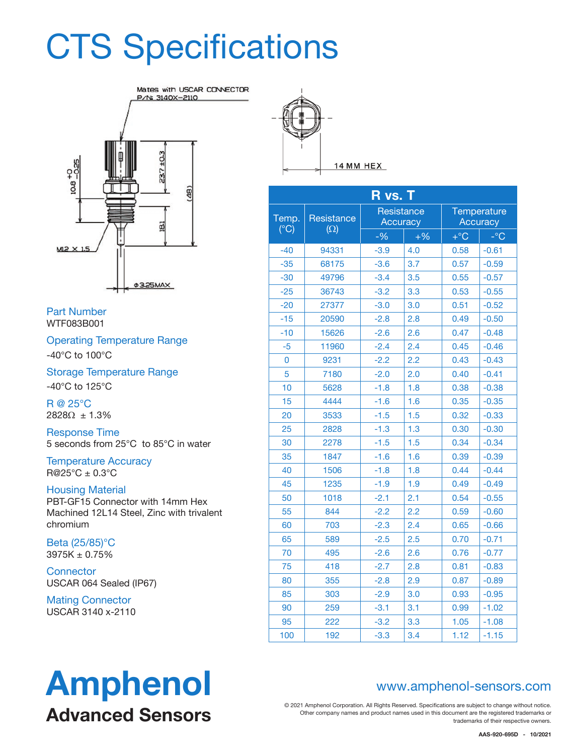# CTS Specifications

Mates with USCAR CONNECTOR
P/N: 3140X-2110

10.8 +0 −0.25

23.7 ±0.3

(48)

18.1

M12 X 1.5

Φ3.25MAX

14 MM HEX

**Part Number**
WTF083B001

**Operating Temperature Range**
-40°C to 100°C

**Storage Temperature Range**
-40°C to 125°C

**R @ 25°C**
2828Ω ± 1.3%

**Response Time**
5 seconds from 25°C to 85°C in water

**Temperature Accuracy**
R@25°C ± 0.3°C

**Housing Material**
PBT-GF15 Connector with 14mm Hex
Machined 12L14 Steel, Zinc with trivalent chromium

**Beta (25/85)°C**
3975K ± 0.75%

**Connector**
USCAR 064 Sealed (IP67)

**Mating Connector**
USCAR 3140 x-2110

**R vs. T**

| Temp. (°C) | Resistance (Ω) | Resistance Accuracy | | Temperature Accuracy | |
|---|---|---|---|---|---|
| | | -% | +% | +°C | -°C |
| -40 | 94331 | -3.9 | 4.0 | 0.58 | -0.61 |
| -35 | 68175 | -3.6 | 3.7 | 0.57 | -0.59 |
| -30 | 49796 | -3.4 | 3.5 | 0.55 | -0.57 |
| -25 | 36743 | -3.2 | 3.3 | 0.53 | -0.55 |
| -20 | 27377 | -3.0 | 3.0 | 0.51 | -0.52 |
| -15 | 20590 | -2.8 | 2.8 | 0.49 | -0.50 |
| -10 | 15626 | -2.6 | 2.6 | 0.47 | -0.48 |
| -5 | 11960 | -2.4 | 2.4 | 0.45 | -0.46 |
| 0 | 9231 | -2.2 | 2.2 | 0.43 | -0.43 |
| 5 | 7180 | -2.0 | 2.0 | 0.40 | -0.41 |
| 10 | 5628 | -1.8 | 1.8 | 0.38 | -0.38 |
| 15 | 4444 | -1.6 | 1.6 | 0.35 | -0.35 |
| 20 | 3533 | -1.5 | 1.5 | 0.32 | -0.33 |
| 25 | 2828 | -1.3 | 1.3 | 0.30 | -0.30 |
| 30 | 2278 | -1.5 | 1.5 | 0.34 | -0.34 |
| 35 | 1847 | -1.6 | 1.6 | 0.39 | -0.39 |
| 40 | 1506 | -1.8 | 1.8 | 0.44 | -0.44 |
| 45 | 1235 | -1.9 | 1.9 | 0.49 | -0.49 |
| 50 | 1018 | -2.1 | 2.1 | 0.54 | -0.55 |
| 55 | 844 | -2.2 | 2.2 | 0.59 | -0.60 |
| 60 | 703 | -2.3 | 2.4 | 0.65 | -0.66 |
| 65 | 589 | -2.5 | 2.5 | 0.70 | -0.71 |
| 70 | 495 | -2.6 | 2.6 | 0.76 | -0.77 |
| 75 | 418 | -2.7 | 2.8 | 0.81 | -0.83 |
| 80 | 355 | -2.8 | 2.9 | 0.87 | -0.89 |
| 85 | 303 | -2.9 | 3.0 | 0.93 | -0.95 |
| 90 | 259 | -3.1 | 3.1 | 0.99 | -1.02 |
| 95 | 222 | -3.2 | 3.3 | 1.05 | -1.08 |
| 100 | 192 | -3.3 | 3.4 | 1.12 | -1.15 |

**Amphenol**
**Advanced Sensors**

www.amphenol-sensors.com

© 2021 Amphenol Corporation. All Rights Reserved. Specifications are subject to change without notice. Other company names and product names used in this document are the registered trademarks or trademarks of their respective owners.

AAS-920-695D - 10/2021